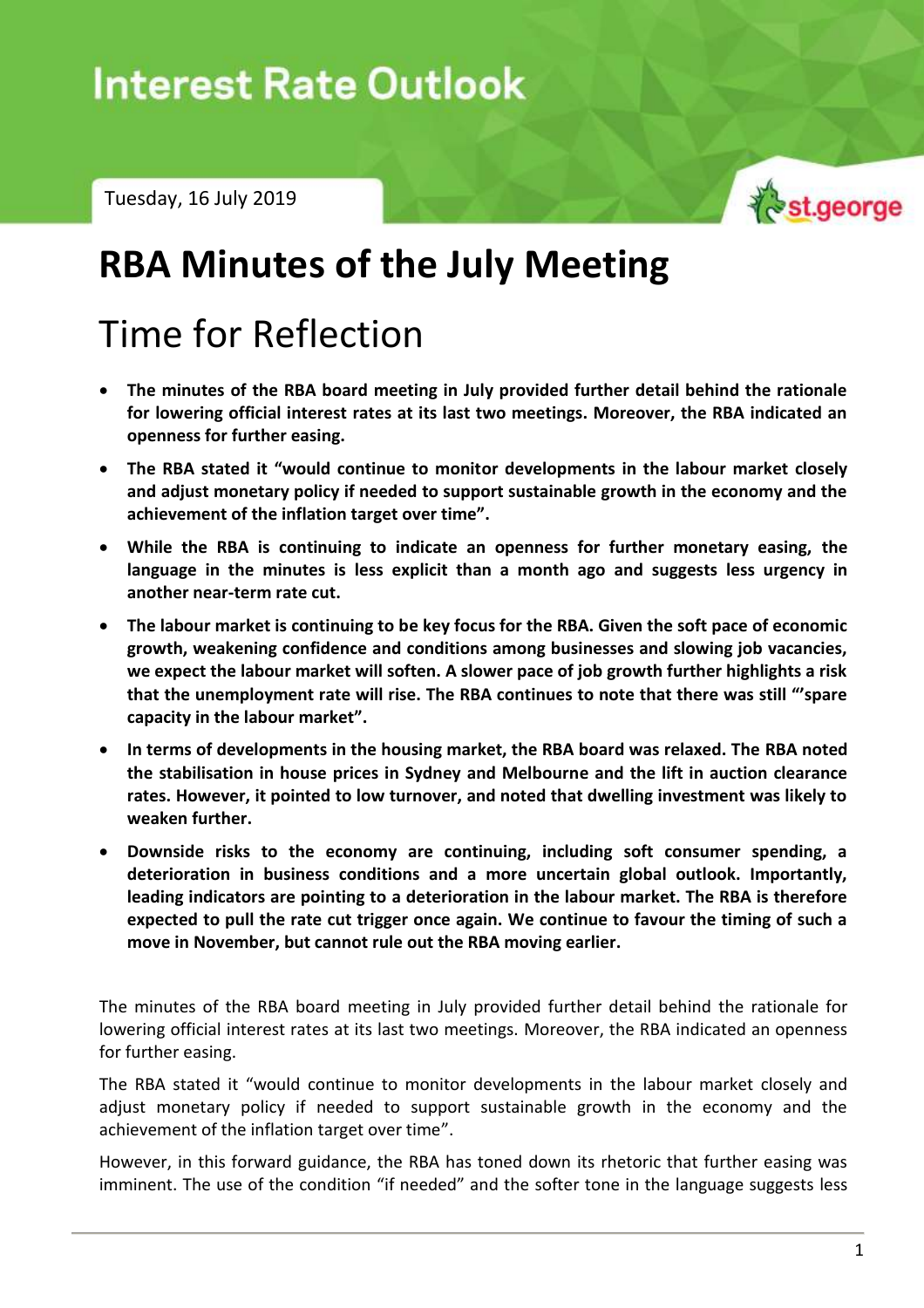Interest Rate Outlook

Tuesday, 16 July 2019

# RBA Minutes of the July Meeting

## Time for Reflection

- **The minutes of the RBA board meeting in July provided further detail behind the rationale for lowering official interest rates at its last two meetings. Moreover, the RBA indicated an openness for further easing.**
- **The RBA stated it "would continue to monitor developments in the labour market closely and adjust monetary policy if needed to support sustainable growth in the economy and the achievement of the inflation target over time".**
- **While the RBA is continuing to indicate an openness for further monetary easing, the language in the minutes is less explicit than a month ago and suggests less urgency in another near-term rate cut.**
- **The labour market is continuing to be key focus for the RBA. Given the soft pace of economic growth, weakening confidence and conditions among businesses and slowing job vacancies, we expect the labour market will soften. A slower pace of job growth further highlights a risk that the unemployment rate will rise. The RBA continues to note that there was still "'spare capacity in the labour market".**
- **In terms of developments in the housing market, the RBA board was relaxed. The RBA noted the stabilisation in house prices in Sydney and Melbourne and the lift in auction clearance rates. However, it pointed to low turnover, and noted that dwelling investment was likely to weaken further.**
- **Downside risks to the economy are continuing, including soft consumer spending, a deterioration in business conditions and a more uncertain global outlook. Importantly, leading indicators are pointing to a deterioration in the labour market. The RBA is therefore expected to pull the rate cut trigger once again. We continue to favour the timing of such a move in November, but cannot rule out the RBA moving earlier.**

The minutes of the RBA board meeting in July provided further detail behind the rationale for lowering official interest rates at its last two meetings. Moreover, the RBA indicated an openness for further easing.

The RBA stated it "would continue to monitor developments in the labour market closely and adjust monetary policy if needed to support sustainable growth in the economy and the achievement of the inflation target over time".

However, in this forward guidance, the RBA has toned down its rhetoric that further easing was imminent. The use of the condition "if needed" and the softer tone in the language suggests less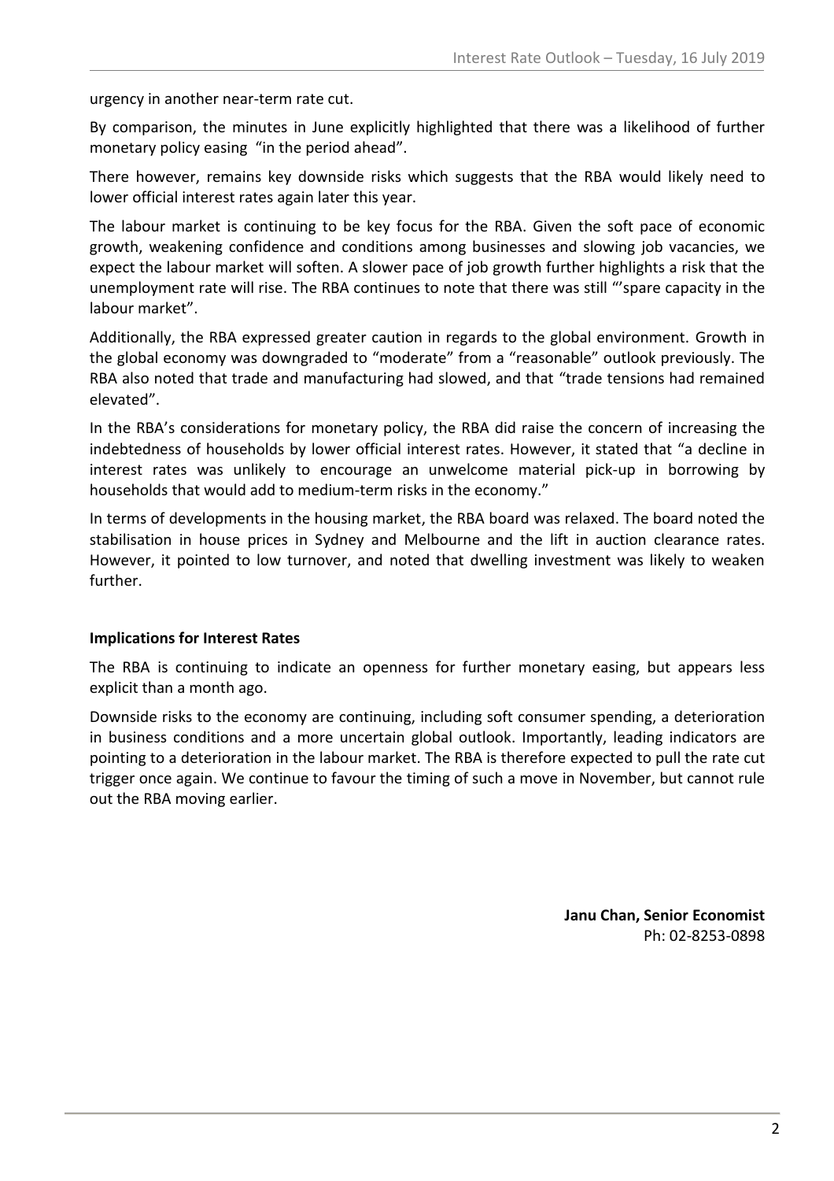urgency in another near-term rate cut.

By comparison, the minutes in June explicitly highlighted that there was a likelihood of further monetary policy easing "in the period ahead".

There however, remains key downside risks which suggests that the RBA would likely need to lower official interest rates again later this year.

The labour market is continuing to be key focus for the RBA. Given the soft pace of economic growth, weakening confidence and conditions among businesses and slowing job vacancies, we expect the labour market will soften. A slower pace of job growth further highlights a risk that the unemployment rate will rise. The RBA continues to note that there was still "'spare capacity in the labour market".

Additionally, the RBA expressed greater caution in regards to the global environment. Growth in the global economy was downgraded to "moderate" from a "reasonable" outlook previously. The RBA also noted that trade and manufacturing had slowed, and that "trade tensions had remained elevated".

In the RBA's considerations for monetary policy, the RBA did raise the concern of increasing the indebtedness of households by lower official interest rates. However, it stated that "a decline in interest rates was unlikely to encourage an unwelcome material pick-up in borrowing by households that would add to medium-term risks in the economy."

In terms of developments in the housing market, the RBA board was relaxed. The board noted the stabilisation in house prices in Sydney and Melbourne and the lift in auction clearance rates. However, it pointed to low turnover, and noted that dwelling investment was likely to weaken further.

**Implications for Interest Rates**

The RBA is continuing to indicate an openness for further monetary easing, but appears less explicit than a month ago.

Downside risks to the economy are continuing, including soft consumer spending, a deterioration in business conditions and a more uncertain global outlook. Importantly, leading indicators are pointing to a deterioration in the labour market. The RBA is therefore expected to pull the rate cut trigger once again. We continue to favour the timing of such a move in November, but cannot rule out the RBA moving earlier.

**Janu Chan, Senior Economist**
Ph: 02-8253-0898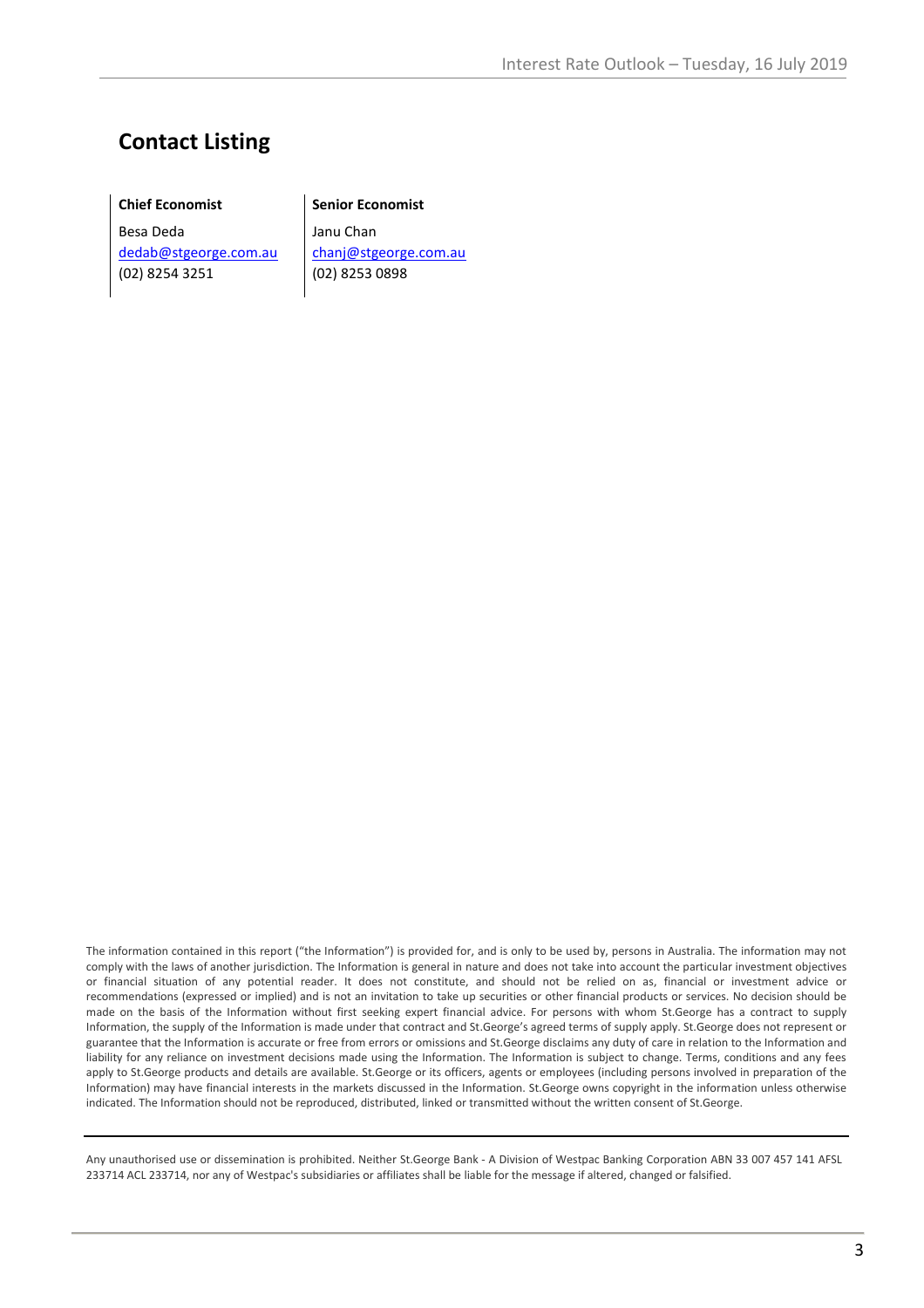## Contact Listing

**Chief Economist**

Besa Deda
dedab@stgeorge.com.au
(02) 8254 3251

**Senior Economist**

Janu Chan
chanj@stgeorge.com.au
(02) 8253 0898

The information contained in this report ("the Information") is provided for, and is only to be used by, persons in Australia. The information may not comply with the laws of another jurisdiction. The Information is general in nature and does not take into account the particular investment objectives or financial situation of any potential reader. It does not constitute, and should not be relied on as, financial or investment advice or recommendations (expressed or implied) and is not an invitation to take up securities or other financial products or services. No decision should be made on the basis of the Information without first seeking expert financial advice. For persons with whom St.George has a contract to supply Information, the supply of the Information is made under that contract and St.George's agreed terms of supply apply. St.George does not represent or guarantee that the Information is accurate or free from errors or omissions and St.George disclaims any duty of care in relation to the Information and liability for any reliance on investment decisions made using the Information. The Information is subject to change. Terms, conditions and any fees apply to St.George products and details are available. St.George or its officers, agents or employees (including persons involved in preparation of the Information) may have financial interests in the markets discussed in the Information. St.George owns copyright in the information unless otherwise indicated. The Information should not be reproduced, distributed, linked or transmitted without the written consent of St.George.

Any unauthorised use or dissemination is prohibited. Neither St.George Bank - A Division of Westpac Banking Corporation ABN 33 007 457 141 AFSL 233714 ACL 233714, nor any of Westpac's subsidiaries or affiliates shall be liable for the message if altered, changed or falsified.